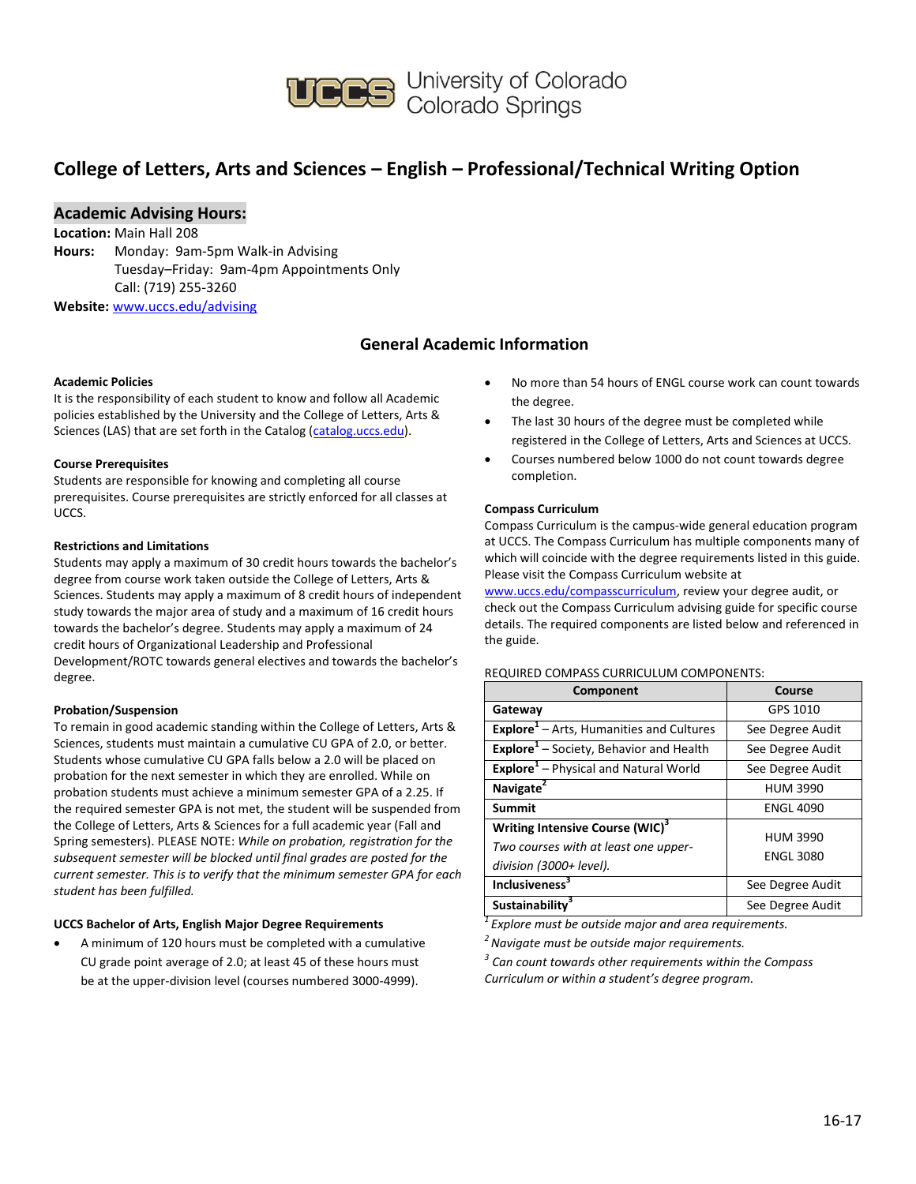University of Colorado Colorado Springs

# College of Letters, Arts and Sciences – English – Professional/Technical Writing Option

## Academic Advising Hours:

**Location:** Main Hall 208
**Hours:** Monday: 9am-5pm Walk-in Advising
Tuesday–Friday: 9am-4pm Appointments Only
Call: (719) 255-3260
**Website:** www.uccs.edu/advising

## General Academic Information

**Academic Policies**
It is the responsibility of each student to know and follow all Academic policies established by the University and the College of Letters, Arts & Sciences (LAS) that are set forth in the Catalog (catalog.uccs.edu).

**Course Prerequisites**
Students are responsible for knowing and completing all course prerequisites. Course prerequisites are strictly enforced for all classes at UCCS.

**Restrictions and Limitations**
Students may apply a maximum of 30 credit hours towards the bachelor's degree from course work taken outside the College of Letters, Arts & Sciences. Students may apply a maximum of 8 credit hours of independent study towards the major area of study and a maximum of 16 credit hours towards the bachelor's degree. Students may apply a maximum of 24 credit hours of Organizational Leadership and Professional Development/ROTC towards general electives and towards the bachelor's degree.

**Probation/Suspension**
To remain in good academic standing within the College of Letters, Arts & Sciences, students must maintain a cumulative CU GPA of 2.0, or better. Students whose cumulative CU GPA falls below a 2.0 will be placed on probation for the next semester in which they are enrolled. While on probation students must achieve a minimum semester GPA of a 2.25. If the required semester GPA is not met, the student will be suspended from the College of Letters, Arts & Sciences for a full academic year (Fall and Spring semesters). PLEASE NOTE: *While on probation, registration for the subsequent semester will be blocked until final grades are posted for the current semester. This is to verify that the minimum semester GPA for each student has been fulfilled.*

**UCCS Bachelor of Arts, English Major Degree Requirements**

- A minimum of 120 hours must be completed with a cumulative CU grade point average of 2.0; at least 45 of these hours must be at the upper-division level (courses numbered 3000-4999).
- No more than 54 hours of ENGL course work can count towards the degree.
- The last 30 hours of the degree must be completed while registered in the College of Letters, Arts and Sciences at UCCS.
- Courses numbered below 1000 do not count towards degree completion.

**Compass Curriculum**
Compass Curriculum is the campus-wide general education program at UCCS. The Compass Curriculum has multiple components many of which will coincide with the degree requirements listed in this guide. Please visit the Compass Curriculum website at www.uccs.edu/compasscurriculum, review your degree audit, or check out the Compass Curriculum advising guide for specific course details. The required components are listed below and referenced in the guide.

REQUIRED COMPASS CURRICULUM COMPONENTS:

| Component | Course |
|---|---|
| **Gateway** | GPS 1010 |
| **Explore**[1] – Arts, Humanities and Cultures | See Degree Audit |
| **Explore**[1] – Society, Behavior and Health | See Degree Audit |
| **Explore**[1] – Physical and Natural World | See Degree Audit |
| **Navigate**[2] | HUM 3990 |
| **Summit** | ENGL 4090 |
| **Writing Intensive Course (WIC)**[3] *Two courses with at least one upper-division (3000+ level).* | HUM 3990<br>ENGL 3080 |
| **Inclusiveness**[3] | See Degree Audit |
| **Sustainability**[3] | See Degree Audit |

[1] *Explore must be outside major and area requirements.*
[2] *Navigate must be outside major requirements.*
[3] *Can count towards other requirements within the Compass Curriculum or within a student's degree program.*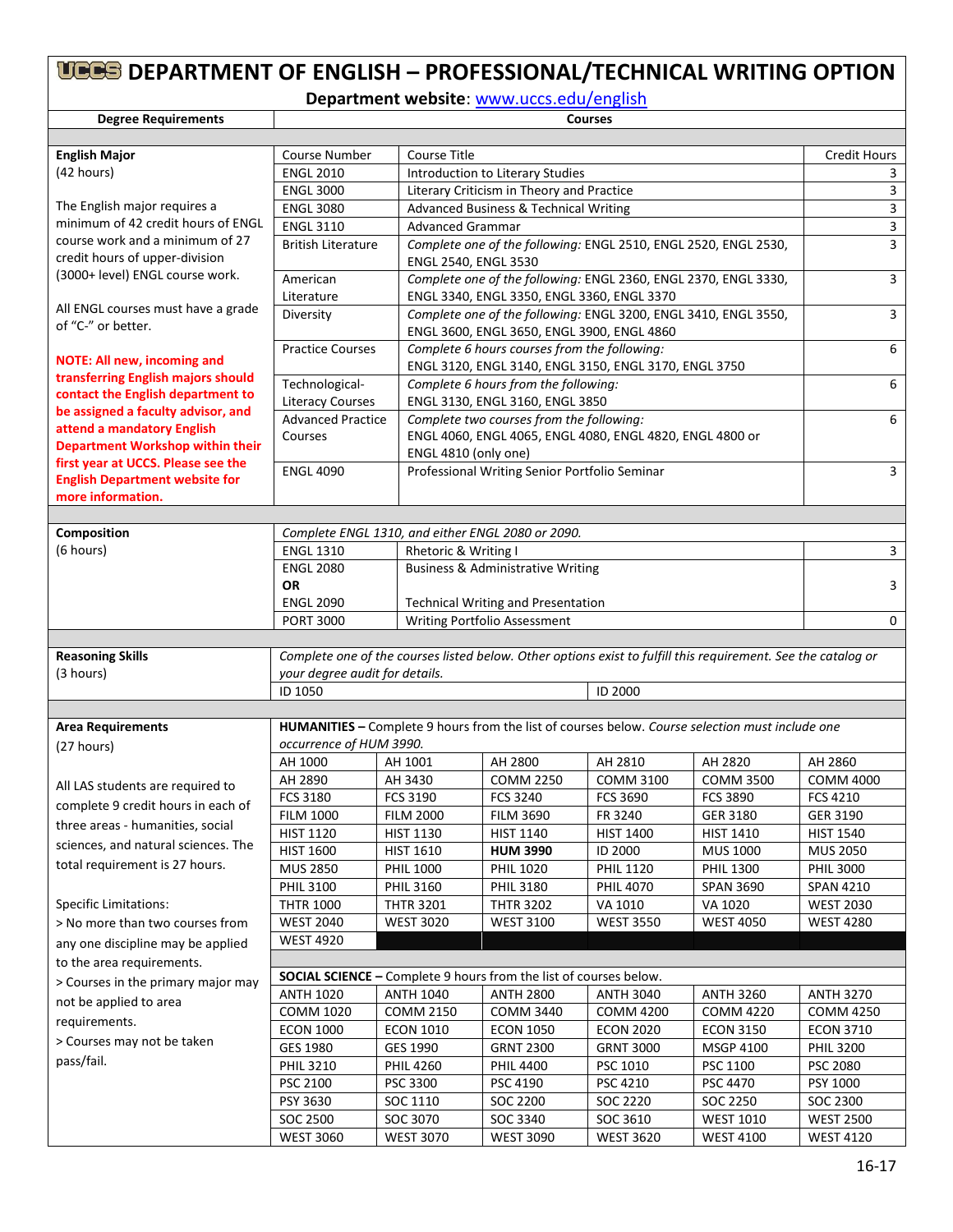# UCCS DEPARTMENT OF ENGLISH – PROFESSIONAL/TECHNICAL WRITING OPTION

**Department website**: www.uccs.edu/english

| Degree Requirements | Courses | | |
|---|---|---|---|
| **English Major** (42 hours) | Course Number | Course Title | Credit Hours |
| | ENGL 2010 | Introduction to Literary Studies | 3 |
| The English major requires a minimum of 42 credit hours of ENGL course work and a minimum of 27 credit hours of upper-division (3000+ level) ENGL course work. | ENGL 3000 | Literary Criticism in Theory and Practice | 3 |
| | ENGL 3080 | Advanced Business & Technical Writing | 3 |
| All ENGL courses must have a grade of "C-" or better. | ENGL 3110 | Advanced Grammar | 3 |
| | British Literature | *Complete one of the following:* ENGL 2510, ENGL 2520, ENGL 2530, ENGL 2540, ENGL 3530 | 3 |
| **NOTE: All new, incoming and transferring English majors should contact the English department to be assigned a faculty advisor, and attend a mandatory English Department Workshop within their first year at UCCS. Please see the English Department website for more information.** | American Literature | *Complete one of the following:* ENGL 2360, ENGL 2370, ENGL 3330, ENGL 3340, ENGL 3350, ENGL 3360, ENGL 3370 | 3 |
| | Diversity | *Complete one of the following:* ENGL 3200, ENGL 3410, ENGL 3550, ENGL 3600, ENGL 3650, ENGL 3900, ENGL 4860 | 3 |
| | Practice Courses | *Complete 6 hours courses from the following:* ENGL 3120, ENGL 3140, ENGL 3150, ENGL 3170, ENGL 3750 | 6 |
| | Technological-Literacy Courses | *Complete 6 hours from the following:* ENGL 3130, ENGL 3160, ENGL 3850 | 6 |
| | Advanced Practice Courses | *Complete two courses from the following:* ENGL 4060, ENGL 4065, ENGL 4080, ENGL 4820, ENGL 4800 or ENGL 4810 (only one) | 6 |
| | ENGL 4090 | Professional Writing Senior Portfolio Seminar | 3 |

| Degree Requirements | Courses | | |
|---|---|---|---|
| **Composition** (6 hours) | *Complete ENGL 1310, and either ENGL 2080 or 2090.* | | |
| | ENGL 1310 | Rhetoric & Writing I | 3 |
| | ENGL 2080 **OR** ENGL 2090 | Business & Administrative Writing / Technical Writing and Presentation | 3 |
| | PORT 3000 | Writing Portfolio Assessment | 0 |

| Degree Requirements | Courses | |
|---|---|---|
| **Reasoning Skills** (3 hours) | *Complete one of the courses listed below. Other options exist to fulfill this requirement. See the catalog or your degree audit for details.* | |
| | ID 1050 | ID 2000 |

**Area Requirements** (27 hours)

All LAS students are required to complete 9 credit hours in each of three areas - humanities, social sciences, and natural sciences. The total requirement is 27 hours.

Specific Limitations:
> No more than two courses from any one discipline may be applied to the area requirements.
> Courses in the primary major may not be applied to area requirements.
> Courses may not be taken pass/fail.

**HUMANITIES –** Complete 9 hours from the list of courses below. *Course selection must include one occurrence of HUM 3990.*

| | | | | | |
|---|---|---|---|---|---|
| AH 1000 | AH 1001 | AH 2800 | AH 2810 | AH 2820 | AH 2860 |
| AH 2890 | AH 3430 | COMM 2250 | COMM 3100 | COMM 3500 | COMM 4000 |
| FCS 3180 | FCS 3190 | FCS 3240 | FCS 3690 | FCS 3890 | FCS 4210 |
| FILM 1000 | FILM 2000 | FILM 3690 | FR 3240 | GER 3180 | GER 3190 |
| HIST 1120 | HIST 1130 | HIST 1140 | HIST 1400 | HIST 1410 | HIST 1540 |
| HIST 1600 | HIST 1610 | **HUM 3990** | ID 2000 | MUS 1000 | MUS 2050 |
| MUS 2850 | PHIL 1000 | PHIL 1020 | PHIL 1120 | PHIL 1300 | PHIL 3000 |
| PHIL 3100 | PHIL 3160 | PHIL 3180 | PHIL 4070 | SPAN 3690 | SPAN 4210 |
| THTR 1000 | THTR 3201 | THTR 3202 | VA 1010 | VA 1020 | WEST 2030 |
| WEST 2040 | WEST 3020 | WEST 3100 | WEST 3550 | WEST 4050 | WEST 4280 |
| WEST 4920 | | | | | |

**SOCIAL SCIENCE –** Complete 9 hours from the list of courses below.

| | | | | | |
|---|---|---|---|---|---|
| ANTH 1020 | ANTH 1040 | ANTH 2800 | ANTH 3040 | ANTH 3260 | ANTH 3270 |
| COMM 1020 | COMM 2150 | COMM 3440 | COMM 4200 | COMM 4220 | COMM 4250 |
| ECON 1000 | ECON 1010 | ECON 1050 | ECON 2020 | ECON 3150 | ECON 3710 |
| GES 1980 | GES 1990 | GRNT 2300 | GRNT 3000 | MSGP 4100 | PHIL 3200 |
| PHIL 3210 | PHIL 4260 | PHIL 4400 | PSC 1010 | PSC 1100 | PSC 2080 |
| PSC 2100 | PSC 3300 | PSC 4190 | PSC 4210 | PSC 4470 | PSY 1000 |
| PSY 3630 | SOC 1110 | SOC 2200 | SOC 2220 | SOC 2250 | SOC 2300 |
| SOC 2500 | SOC 3070 | SOC 3340 | SOC 3610 | WEST 1010 | WEST 2500 |
| WEST 3060 | WEST 3070 | WEST 3090 | WEST 3620 | WEST 4100 | WEST 4120 |

16-17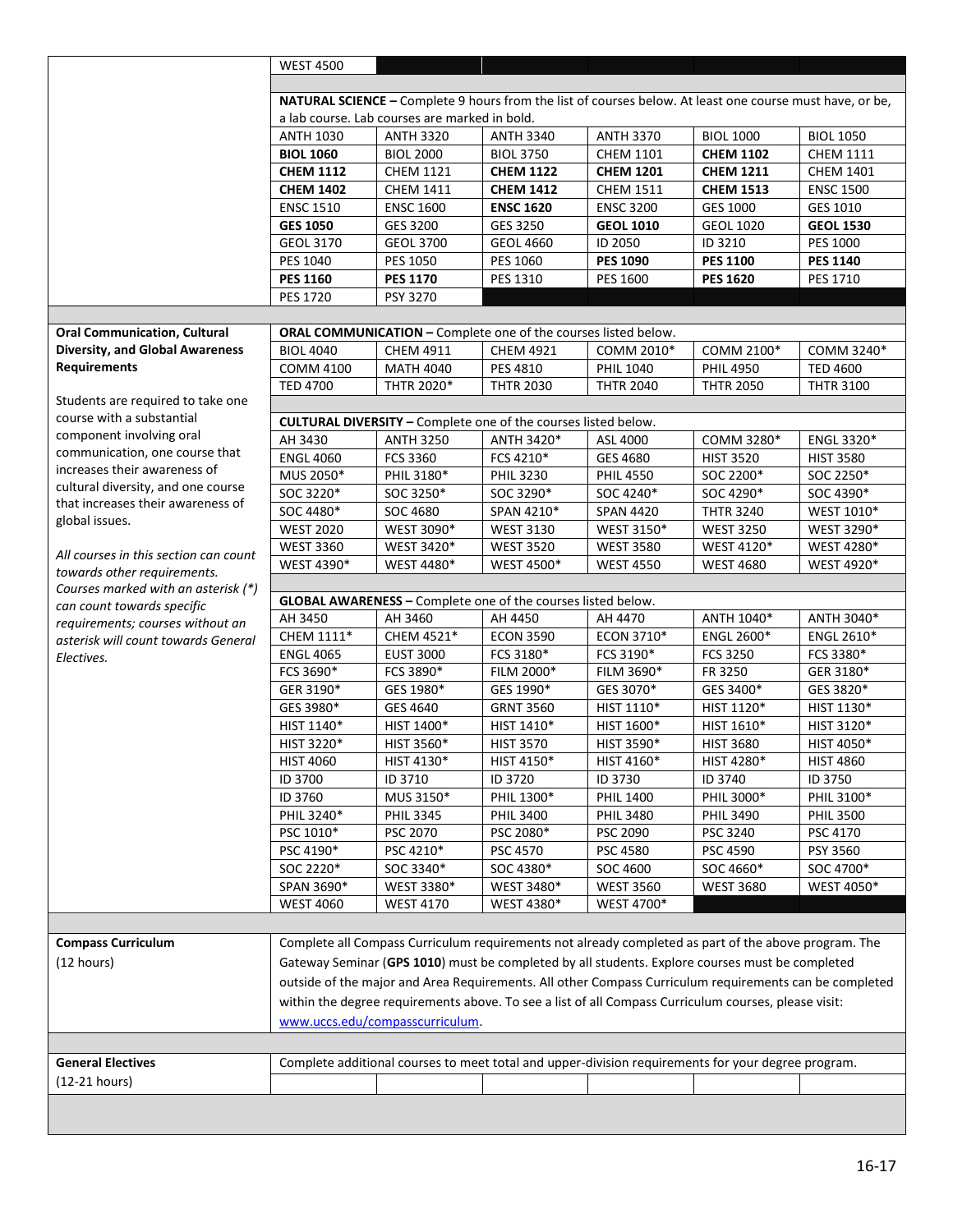| | | | | | | |
|---|---|---|---|---|---|---|
| | WEST 4500 | | | | | |
| | **NATURAL SCIENCE** – Complete 9 hours from the list of courses below. At least one course must have, or be, a lab course. Lab courses are marked in bold. | | | | | |
| | ANTH 1030 | ANTH 3320 | ANTH 3340 | ANTH 3370 | BIOL 1000 | BIOL 1050 |
| | **BIOL 1060** | BIOL 2000 | BIOL 3750 | CHEM 1101 | **CHEM 1102** | CHEM 1111 |
| | **CHEM 1112** | CHEM 1121 | **CHEM 1122** | **CHEM 1201** | **CHEM 1211** | CHEM 1401 |
| | **CHEM 1402** | CHEM 1411 | **CHEM 1412** | CHEM 1511 | **CHEM 1513** | ENSC 1500 |
| | ENSC 1510 | ENSC 1600 | **ENSC 1620** | ENSC 3200 | GES 1000 | GES 1010 |
| | **GES 1050** | GES 3200 | GES 3250 | **GEOL 1010** | GEOL 1020 | **GEOL 1530** |
| | GEOL 3170 | GEOL 3700 | GEOL 4660 | ID 2050 | ID 3210 | PES 1000 |
| | PES 1040 | PES 1050 | PES 1060 | **PES 1090** | **PES 1100** | **PES 1140** |
| | **PES 1160** | **PES 1170** | PES 1310 | PES 1600 | **PES 1620** | PES 1710 |
| | PES 1720 | PSY 3270 | | | | |

| | | | | | | |
|---|---|---|---|---|---|---|
| **Oral Communication, Cultural Diversity, and Global Awareness Requirements**<br><br>Students are required to take one course with a substantial component involving oral communication, one course that increases their awareness of cultural diversity, and one course that increases their awareness of global issues.<br><br>*All courses in this section can count towards other requirements. Courses marked with an asterisk (*) can count towards specific requirements; courses without an asterisk will count towards General Electives.* | **ORAL COMMUNICATION** – Complete one of the courses listed below. | | | | | |
| | BIOL 4040 | CHEM 4911 | CHEM 4921 | COMM 2100* | COMM 3240* | |
| | COMM 4100 | MATH 4040 | PES 4810 | PHIL 1040 | PHIL 4950 | TED 4600 |
| | TED 4700 | THTR 2020* | THTR 2030 | THTR 2040 | THTR 2050 | THTR 3100 |
| | **CULTURAL DIVERSITY** – Complete one of the courses listed below. | | | | | |
| | AH 3430 | ANTH 3250 | ANTH 3420* | ASL 4000 | COMM 3280* | ENGL 3320* |
| | ENGL 4060 | FCS 3360 | FCS 4210* | GES 4680 | HIST 3520 | HIST 3580 |
| | MUS 2050* | PHIL 3180* | PHIL 3230 | PHIL 4550 | SOC 2200* | SOC 2250* |
| | SOC 3220* | SOC 3250* | SOC 3290* | SOC 4240* | SOC 4290* | SOC 4390* |
| | SOC 4480* | SOC 4680 | SPAN 4210* | SPAN 4420 | THTR 3240 | WEST 1010* |
| | WEST 2020 | WEST 3090* | WEST 3130 | WEST 3150* | WEST 3250 | WEST 3290* |
| | WEST 3360 | WEST 3420* | WEST 3520 | WEST 3580 | WEST 4120* | WEST 4280* |
| | WEST 4390* | WEST 4480* | WEST 4500* | WEST 4550 | WEST 4680 | WEST 4920* |
| | **GLOBAL AWARENESS** – Complete one of the courses listed below. | | | | | |
| | AH 3450 | AH 3460 | AH 4450 | AH 4470 | ANTH 1040* | ANTH 3040* |
| | CHEM 1111* | CHEM 4521* | ECON 3590 | ECON 3710* | ENGL 2600* | ENGL 2610* |
| | ENGL 4065 | EUST 3000 | FCS 3180* | FCS 3190* | FCS 3250 | FCS 3380* |
| | FCS 3690* | FCS 3890* | FILM 2000* | FILM 3690* | FR 3250 | GER 3180* |
| | GER 3190* | GES 1980* | GES 1990* | GES 3070* | GES 3400* | GES 3820* |
| | GES 3980* | GES 4640 | GRNT 3560 | HIST 1110* | HIST 1120* | HIST 1130* |
| | HIST 1140* | HIST 1400* | HIST 1410* | HIST 1600* | HIST 1610* | HIST 3120* |
| | HIST 3220* | HIST 3560* | HIST 3570 | HIST 3590* | HIST 3680 | HIST 4050* |
| | HIST 4060 | HIST 4130* | HIST 4150* | HIST 4160* | HIST 4280* | HIST 4860 |
| | ID 3700 | ID 3710 | ID 3720 | ID 3730 | ID 3740 | ID 3750 |
| | ID 3760 | MUS 3150* | PHIL 1300* | PHIL 1400 | PHIL 3000* | PHIL 3100* |
| | PHIL 3240* | PHIL 3345 | PHIL 3400 | PHIL 3480 | PHIL 3490 | PHIL 3500 |
| | PSC 1010* | PSC 2070 | PSC 2080* | PSC 2090 | PSC 3240 | PSC 4170 |
| | PSC 4190* | PSC 4210* | PSC 4570 | PSC 4580 | PSC 4590 | PSY 3560 |
| | SOC 2220* | SOC 3340* | SOC 4380* | SOC 4600 | SOC 4660* | SOC 4700* |
| | SPAN 3690* | WEST 3380* | WEST 3480* | WEST 3560 | WEST 3680 | WEST 4050* |
| | WEST 4060 | WEST 4170 | WEST 4380* | WEST 4700* | | |

| | |
|---|---|
| **Compass Curriculum**<br>(12 hours) | Complete all Compass Curriculum requirements not already completed as part of the above program. The Gateway Seminar (**GPS 1010**) must be completed by all students. Explore courses must be completed outside of the major and Area Requirements. All other Compass Curriculum requirements can be completed within the degree requirements above. To see a list of all Compass Curriculum courses, please visit: [www.uccs.edu/compasscurriculum](www.uccs.edu/compasscurriculum). |

| | |
|---|---|
| **General Electives**<br>(12-21 hours) | Complete additional courses to meet total and upper-division requirements for your degree program. |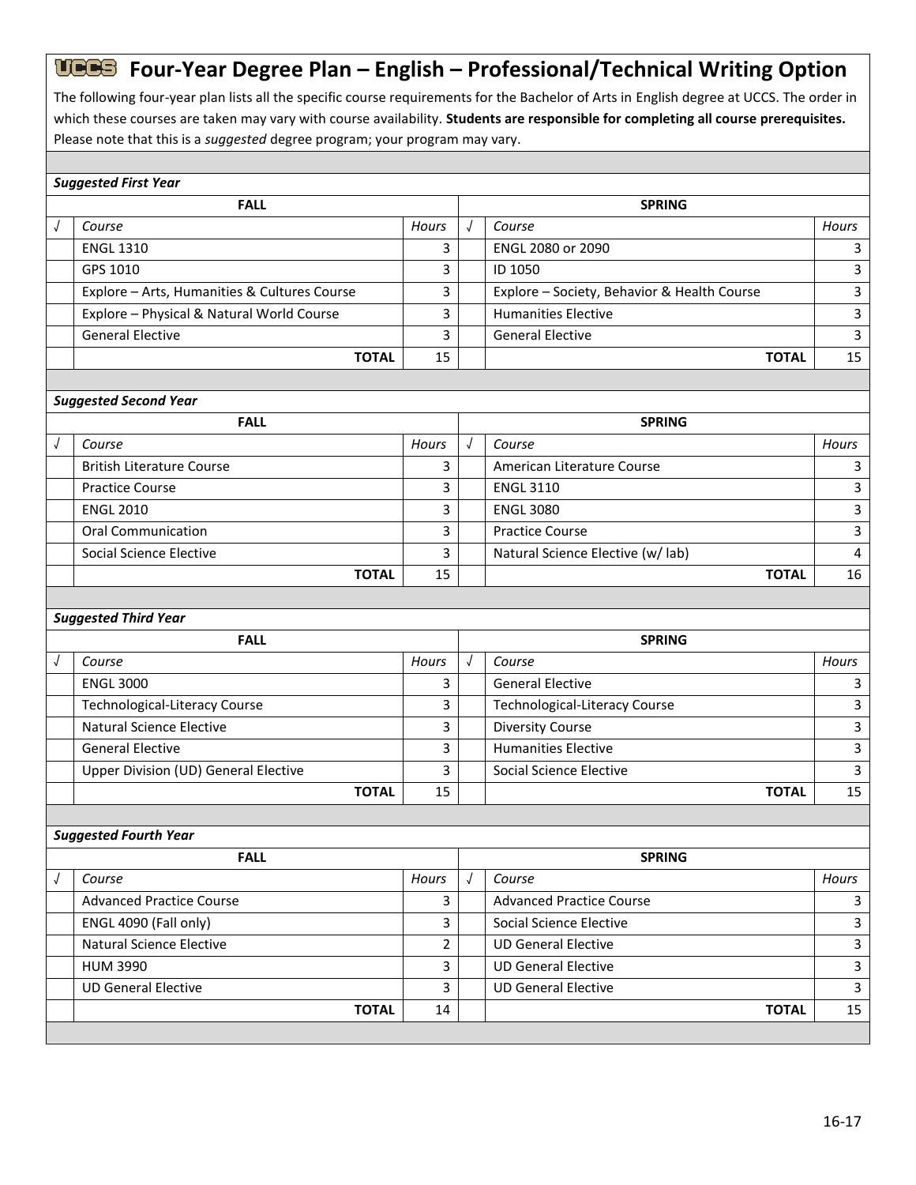# UCCS Four-Year Degree Plan – English – Professional/Technical Writing Option

The following four-year plan lists all the specific course requirements for the Bachelor of Arts in English degree at UCCS. The order in which these courses are taken may vary with course availability. **Students are responsible for completing all course prerequisites.** Please note that this is a *suggested* degree program; your program may vary.

***Suggested First Year***

| FALL | | | SPRING | | |
|---|---|---|---|---|---|
| √ | *Course* | *Hours* | √ | *Course* | *Hours* |
| | ENGL 1310 | 3 | | ENGL 2080 or 2090 | 3 |
| | GPS 1010 | 3 | | ID 1050 | 3 |
| | Explore – Arts, Humanities & Cultures Course | 3 | | Explore – Society, Behavior & Health Course | 3 |
| | Explore – Physical & Natural World Course | 3 | | Humanities Elective | 3 |
| | General Elective | 3 | | General Elective | 3 |
| | **TOTAL** | 15 | | **TOTAL** | 15 |

***Suggested Second Year***

| FALL | | | SPRING | | |
|---|---|---|---|---|---|
| √ | *Course* | *Hours* | √ | *Course* | *Hours* |
| | British Literature Course | 3 | | American Literature Course | 3 |
| | Practice Course | 3 | | ENGL 3110 | 3 |
| | ENGL 2010 | 3 | | ENGL 3080 | 3 |
| | Oral Communication | 3 | | Practice Course | 3 |
| | Social Science Elective | 3 | | Natural Science Elective (w/ lab) | 4 |
| | **TOTAL** | 15 | | **TOTAL** | 16 |

***Suggested Third Year***

| FALL | | | SPRING | | |
|---|---|---|---|---|---|
| √ | *Course* | *Hours* | √ | *Course* | *Hours* |
| | ENGL 3000 | 3 | | General Elective | 3 |
| | Technological-Literacy Course | 3 | | Technological-Literacy Course | 3 |
| | Natural Science Elective | 3 | | Diversity Course | 3 |
| | General Elective | 3 | | Humanities Elective | 3 |
| | Upper Division (UD) General Elective | 3 | | Social Science Elective | 3 |
| | **TOTAL** | 15 | | **TOTAL** | 15 |

***Suggested Fourth Year***

| FALL | | | SPRING | | |
|---|---|---|---|---|---|
| √ | *Course* | *Hours* | √ | *Course* | *Hours* |
| | Advanced Practice Course | 3 | | Advanced Practice Course | 3 |
| | ENGL 4090 (Fall only) | 3 | | Social Science Elective | 3 |
| | Natural Science Elective | 2 | | UD General Elective | 3 |
| | HUM 3990 | 3 | | UD General Elective | 3 |
| | UD General Elective | 3 | | UD General Elective | 3 |
| | **TOTAL** | 14 | | **TOTAL** | 15 |

16-17